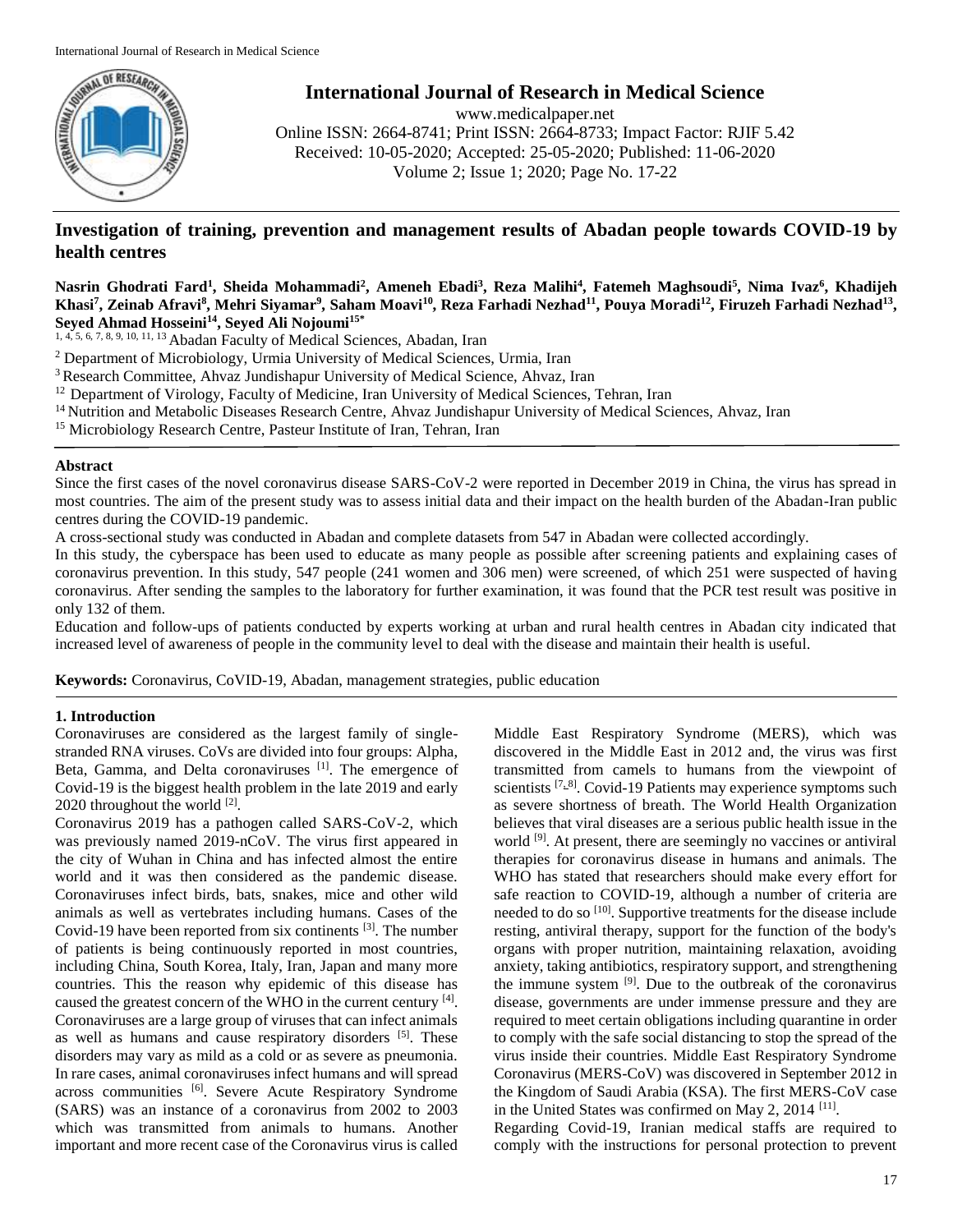# International Journal of Research in Medical Science

www.medicalpaper.net
Online ISSN: 2664-8741; Print ISSN: 2664-8733; Impact Factor: RJIF 5.42
Received: 10-05-2020; Accepted: 25-05-2020; Published: 11-06-2020
Volume 2; Issue 1; 2020; Page No. 17-22

## Investigation of training, prevention and management results of Abadan people towards COVID-19 by health centres

**Nasrin Ghodrati Fard[1], Sheida Mohammadi[2], Ameneh Ebadi[3], Reza Malihi[4], Fatemeh Maghsoudi[5], Nima Ivaz[6], Khadijeh Khasi[7], Zeinab Afravi[8], Mehri Siyamar[9], Saham Moavi[10], Reza Farhadi Nezhad[11], Pouya Moradi[12], Firuzeh Farhadi Nezhad[13], Seyed Ahmad Hosseini[14], Seyed Ali Nojoumi[15*]**

[1, 4, 5, 6, 7, 8, 9, 10, 11, 13] Abadan Faculty of Medical Sciences, Abadan, Iran
[2] Department of Microbiology, Urmia University of Medical Sciences, Urmia, Iran
[3] Research Committee, Ahvaz Jundishapur University of Medical Science, Ahvaz, Iran
[12] Department of Virology, Faculty of Medicine, Iran University of Medical Sciences, Tehran, Iran
[14] Nutrition and Metabolic Diseases Research Centre, Ahvaz Jundishapur University of Medical Sciences, Ahvaz, Iran
[15] Microbiology Research Centre, Pasteur Institute of Iran, Tehran, Iran

### Abstract

Since the first cases of the novel coronavirus disease SARS-CoV-2 were reported in December 2019 in China, the virus has spread in most countries. The aim of the present study was to assess initial data and their impact on the health burden of the Abadan-Iran public centres during the COVID-19 pandemic.

A cross-sectional study was conducted in Abadan and complete datasets from 547 in Abadan were collected accordingly.

In this study, the cyberspace has been used to educate as many people as possible after screening patients and explaining cases of coronavirus prevention. In this study, 547 people (241 women and 306 men) were screened, of which 251 were suspected of having coronavirus. After sending the samples to the laboratory for further examination, it was found that the PCR test result was positive in only 132 of them.

Education and follow-ups of patients conducted by experts working at urban and rural health centres in Abadan city indicated that increased level of awareness of people in the community level to deal with the disease and maintain their health is useful.

**Keywords:** Coronavirus, CoVID-19, Abadan, management strategies, public education

### 1. Introduction

Coronaviruses are considered as the largest family of single-stranded RNA viruses. CoVs are divided into four groups: Alpha, Beta, Gamma, and Delta coronaviruses [1]. The emergence of Covid-19 is the biggest health problem in the late 2019 and early 2020 throughout the world [2].

Coronavirus 2019 has a pathogen called SARS-CoV-2, which was previously named 2019-nCoV. The virus first appeared in the city of Wuhan in China and has infected almost the entire world and it was then considered as the pandemic disease. Coronaviruses infect birds, bats, snakes, mice and other wild animals as well as vertebrates including humans. Cases of the Covid-19 have been reported from six continents [3]. The number of patients is being continuously reported in most countries, including China, South Korea, Italy, Iran, Japan and many more countries. This the reason why epidemic of this disease has caused the greatest concern of the WHO in the current century [4]. Coronaviruses are a large group of viruses that can infect animals as well as humans and cause respiratory disorders [5]. These disorders may vary as mild as a cold or as severe as pneumonia. In rare cases, animal coronaviruses infect humans and will spread across communities [6]. Severe Acute Respiratory Syndrome (SARS) was an instance of a coronavirus from 2002 to 2003 which was transmitted from animals to humans. Another important and more recent case of the Coronavirus virus is called Middle East Respiratory Syndrome (MERS), which was discovered in the Middle East in 2012 and, the virus was first transmitted from camels to humans from the viewpoint of scientists [7, 8]. Covid-19 Patients may experience symptoms such as severe shortness of breath. The World Health Organization believes that viral diseases are a serious public health issue in the world [9]. At present, there are seemingly no vaccines or antiviral therapies for coronavirus disease in humans and animals. The WHO has stated that researchers should make every effort for safe reaction to COVID-19, although a number of criteria are needed to do so [10]. Supportive treatments for the disease include resting, antiviral therapy, support for the function of the body's organs with proper nutrition, maintaining relaxation, avoiding anxiety, taking antibiotics, respiratory support, and strengthening the immune system [9]. Due to the outbreak of the coronavirus disease, governments are under immense pressure and they are required to meet certain obligations including quarantine in order to comply with the safe social distancing to stop the spread of the virus inside their countries. Middle East Respiratory Syndrome Coronavirus (MERS-CoV) was discovered in September 2012 in the Kingdom of Saudi Arabia (KSA). The first MERS-CoV case in the United States was confirmed on May 2, 2014 [11].

Regarding Covid-19, Iranian medical staffs are required to comply with the instructions for personal protection to prevent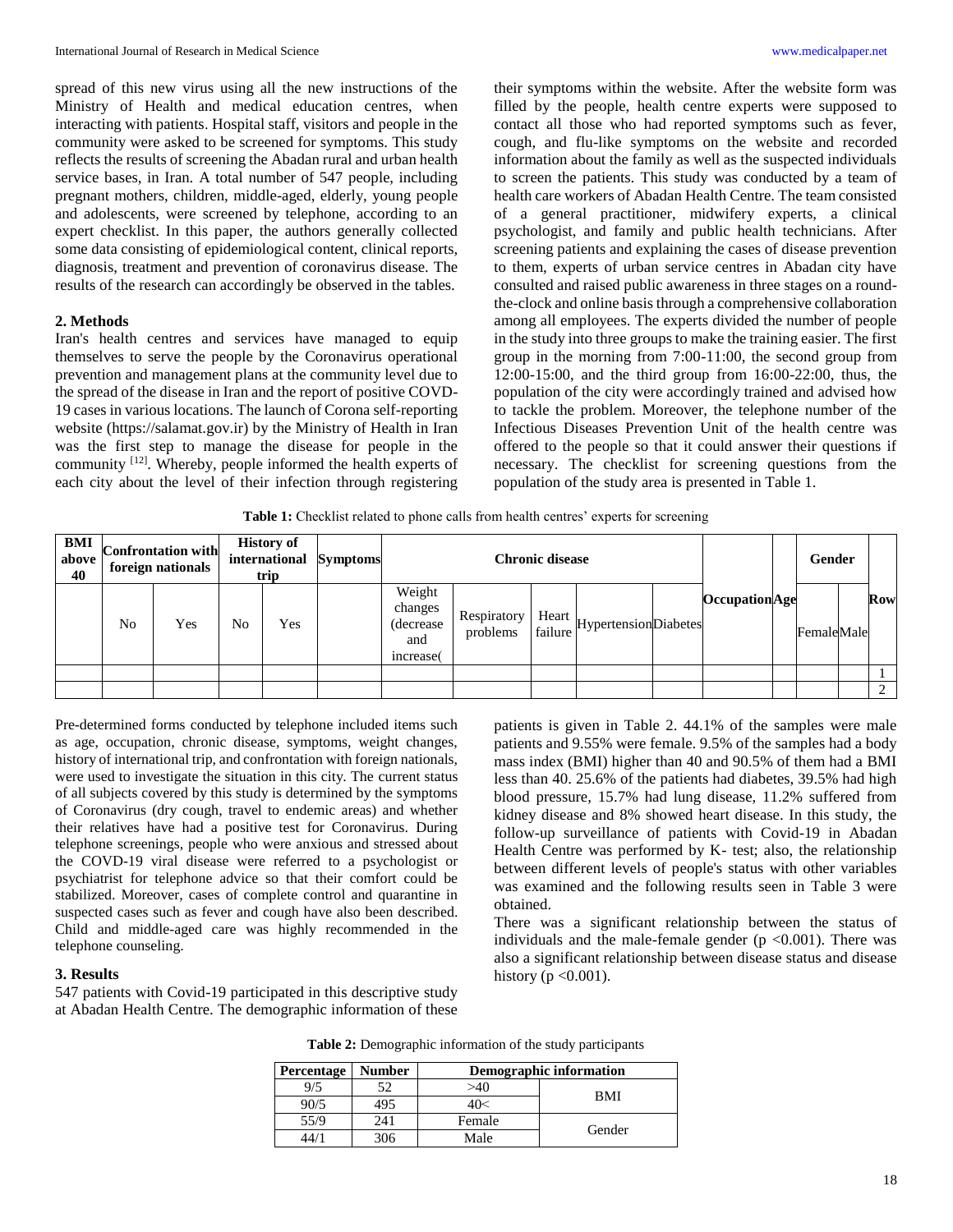spread of this new virus using all the new instructions of the Ministry of Health and medical education centres, when interacting with patients. Hospital staff, visitors and people in the community were asked to be screened for symptoms. This study reflects the results of screening the Abadan rural and urban health service bases, in Iran. A total number of 547 people, including pregnant mothers, children, middle-aged, elderly, young people and adolescents, were screened by telephone, according to an expert checklist. In this paper, the authors generally collected some data consisting of epidemiological content, clinical reports, diagnosis, treatment and prevention of coronavirus disease. The results of the research can accordingly be observed in the tables.

## 2. Methods

Iran's health centres and services have managed to equip themselves to serve the people by the Coronavirus operational prevention and management plans at the community level due to the spread of the disease in Iran and the report of positive COVD-19 cases in various locations. The launch of Corona self-reporting website (https://salamat.gov.ir) by the Ministry of Health in Iran was the first step to manage the disease for people in the community [12]. Whereby, people informed the health experts of each city about the level of their infection through registering their symptoms within the website. After the website form was filled by the people, health centre experts were supposed to contact all those who had reported symptoms such as fever, cough, and flu-like symptoms on the website and recorded information about the family as well as the suspected individuals to screen the patients. This study was conducted by a team of health care workers of Abadan Health Centre. The team consisted of a general practitioner, midwifery experts, a clinical psychologist, and family and public health technicians. After screening patients and explaining the cases of disease prevention to them, experts of urban service centres in Abadan city have consulted and raised public awareness in three stages on a round-the-clock and online basis through a comprehensive collaboration among all employees. The experts divided the number of people in the study into three groups to make the training easier. The first group in the morning from 7:00-11:00, the second group from 12:00-15:00, and the third group from 16:00-22:00, thus, the population of the city were accordingly trained and advised how to tackle the problem. Moreover, the telephone number of the Infectious Diseases Prevention Unit of the health centre was offered to the people so that it could answer their questions if necessary. The checklist for screening questions from the population of the study area is presented in Table 1.

**Table 1:** Checklist related to phone calls from health centres' experts for screening

| BMI above 40 | Confrontation with foreign nationals | | History of international trip | | Symptoms | Chronic disease | | | | | Occupation | Age | Gender | | Row |
|---|---|---|---|---|---|---|---|---|---|---|---|---|---|---|---|
| | No | Yes | No | Yes | | Weight changes (decrease and increase( | Respiratory problems | Heart failure | Hypertension | Diabetes | | | Female | Male | |
| | | | | | | | | | | | | | | | 1 |
| | | | | | | | | | | | | | | | 2 |

Pre-determined forms conducted by telephone included items such as age, occupation, chronic disease, symptoms, weight changes, history of international trip, and confrontation with foreign nationals, were used to investigate the situation in this city. The current status of all subjects covered by this study is determined by the symptoms of Coronavirus (dry cough, travel to endemic areas) and whether their relatives have had a positive test for Coronavirus. During telephone screenings, people who were anxious and stressed about the COVD-19 viral disease were referred to a psychologist or psychiatrist for telephone advice so that their comfort could be stabilized. Moreover, cases of complete control and quarantine in suspected cases such as fever and cough have also been described. Child and middle-aged care was highly recommended in the telephone counseling.

## 3. Results

547 patients with Covid-19 participated in this descriptive study at Abadan Health Centre. The demographic information of these patients is given in Table 2. 44.1% of the samples were male patients and 9.55% were female. 9.5% of the samples had a body mass index (BMI) higher than 40 and 90.5% of them had a BMI less than 40. 25.6% of the patients had diabetes, 39.5% had high blood pressure, 15.7% had lung disease, 11.2% suffered from kidney disease and 8% showed heart disease. In this study, the follow-up surveillance of patients with Covid-19 in Abadan Health Centre was performed by K- test; also, the relationship between different levels of people's status with other variables was examined and the following results seen in Table 3 were obtained.

There was a significant relationship between the status of individuals and the male-female gender ($p < 0.001$). There was also a significant relationship between disease status and disease history ($p < 0.001$).

**Table 2:** Demographic information of the study participants

| Percentage | Number | Demographic information | |
|---|---|---|---|
| 9/5 | 52 | >40 | BMI |
| 90/5 | 495 | 40< | |
| 55/9 | 241 | Female | Gender |
| 44/1 | 306 | Male | |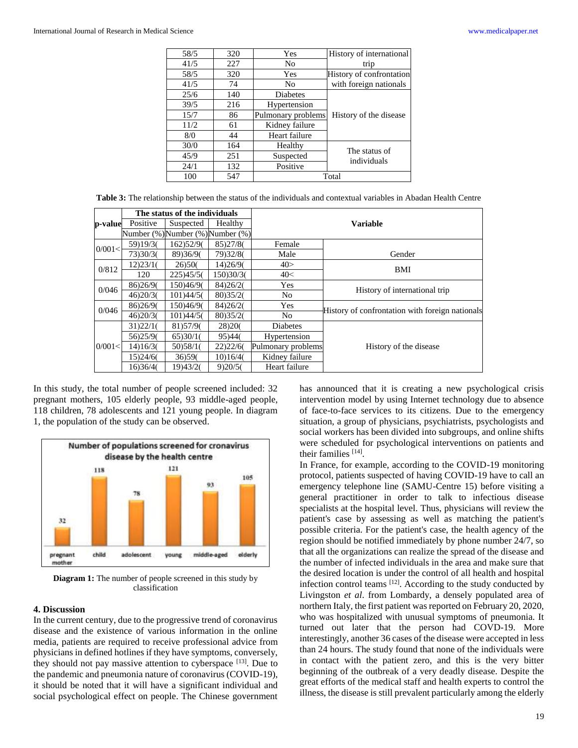| 58/5 | 320 | Yes | History of international trip |
|---|---|---|---|
| 41/5 | 227 | No | |
| 58/5 | 320 | Yes | History of confrontation with foreign nationals |
| 41/5 | 74 | No | |
| 25/6 | 140 | Diabetes | History of the disease |
| 39/5 | 216 | Hypertension | |
| 15/7 | 86 | Pulmonary problems | |
| 11/2 | 61 | Kidney failure | |
| 8/0 | 44 | Heart failure | |
| 30/0 | 164 | Healthy | The status of individuals |
| 45/9 | 251 | Suspected | |
| 24/1 | 132 | Positive | |
| 100 | 547 | Total | |

**Table 3:** The relationship between the status of the individuals and contextual variables in Abadan Health Centre

| p-value | The status of the individuals | | | Variable | |
|---|---|---|---|---|---|
| | Positive | Suspected | Healthy | | |
| | Number (%) | Number (%) | Number (%) | | |
| 0/001< | 59)19/3( | 162)52/9( | 85)27/8( | Female | Gender |
| | 73)30/3( | 89)36/9( | 79)32/8( | Male | |
| 0/812 | 12)23/1( | 26)50( | 14)26/9( | 40> | BMI |
| | 120 | 225)45/5( | 150)30/3( | 40< | |
| 0/046 | 86)26/9( | 150)46/9( | 84)26/2( | Yes | History of international trip |
| | 46)20/3( | 101)44/5( | 80)35/2( | No | |
| 0/046 | 86)26/9( | 150)46/9( | 84)26/2( | Yes | History of confrontation with foreign nationals |
| | 46)20/3( | 101)44/5( | 80)35/2( | No | |
| 0/001< | 31)22/1( | 81)57/9( | 28)20( | Diabetes | History of the disease |
| | 56)25/9( | 65)30/1( | 95)44( | Hypertension | |
| | 14)16/3( | 50)58/1( | 22)22/6( | Pulmonary problems | |
| | 15)24/6( | 36)59( | 10)16/4( | Kidney failure | |
| | 16)36/4( | 19)43/2( | 9)20/5( | Heart failure | |

In this study, the total number of people screened included: 32 pregnant mothers, 105 elderly people, 93 middle-aged people, 118 children, 78 adolescents and 121 young people. In diagram 1, the population of the study can be observed.

**Diagram 1:** The number of people screened in this study by classification

## 4. Discussion

In the current century, due to the progressive trend of coronavirus disease and the existence of various information in the online media, patients are required to receive professional advice from physicians in defined hotlines if they have symptoms, conversely, they should not pay massive attention to cyberspace [13]. Due to the pandemic and pneumonia nature of coronavirus (COVID-19), it should be noted that it will have a significant individual and social psychological effect on people. The Chinese government has announced that it is creating a new psychological crisis intervention model by using Internet technology due to absence of face-to-face services to its citizens. Due to the emergency situation, a group of physicians, psychiatrists, psychologists and social workers has been divided into subgroups, and online shifts were scheduled for psychological interventions on patients and their families [14].

In France, for example, according to the COVID-19 monitoring protocol, patients suspected of having COVID-19 have to call an emergency telephone line (SAMU-Centre 15) before visiting a general practitioner in order to talk to infectious disease specialists at the hospital level. Thus, physicians will review the patient's case by assessing as well as matching the patient's possible criteria. For the patient's case, the health agency of the region should be notified immediately by phone number 24/7, so that all the organizations can realize the spread of the disease and the number of infected individuals in the area and make sure that the desired location is under the control of all health and hospital infection control teams [12]. According to the study conducted by Livingston *et al*. from Lombardy, a densely populated area of northern Italy, the first patient was reported on February 20, 2020, who was hospitalized with unusual symptoms of pneumonia. It turned out later that the person had COVD-19. More interestingly, another 36 cases of the disease were accepted in less than 24 hours. The study found that none of the individuals were in contact with the patient zero, and this is the very bitter beginning of the outbreak of a very deadly disease. Despite the great efforts of the medical staff and health experts to control the illness, the disease is still prevalent particularly among the elderly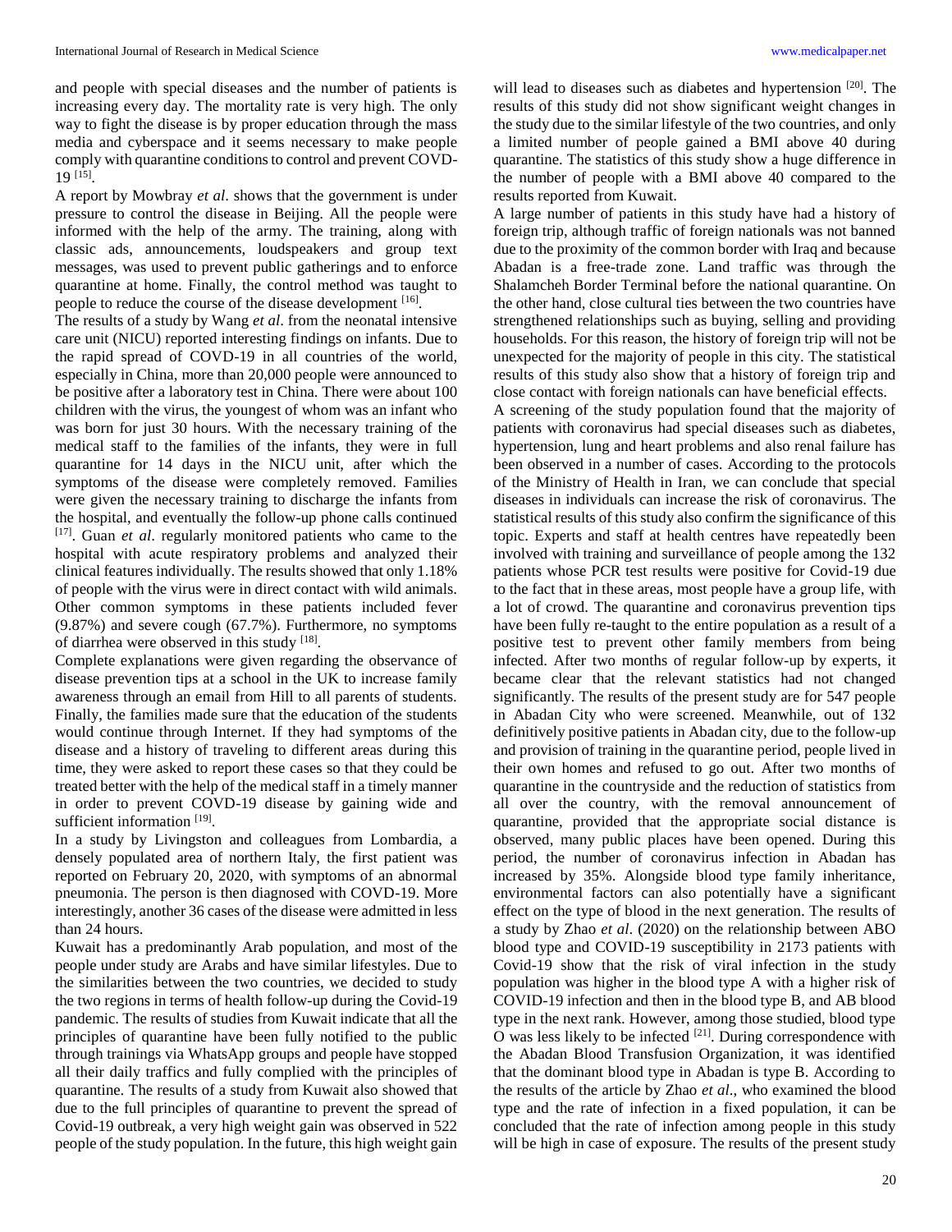and people with special diseases and the number of patients is increasing every day. The mortality rate is very high. The only way to fight the disease is by proper education through the mass media and cyberspace and it seems necessary to make people comply with quarantine conditions to control and prevent COVD-19 [15].

A report by Mowbray *et al*. shows that the government is under pressure to control the disease in Beijing. All the people were informed with the help of the army. The training, along with classic ads, announcements, loudspeakers and group text messages, was used to prevent public gatherings and to enforce quarantine at home. Finally, the control method was taught to people to reduce the course of the disease development [16].

The results of a study by Wang *et al*. from the neonatal intensive care unit (NICU) reported interesting findings on infants. Due to the rapid spread of COVD-19 in all countries of the world, especially in China, more than 20,000 people were announced to be positive after a laboratory test in China. There were about 100 children with the virus, the youngest of whom was an infant who was born for just 30 hours. With the necessary training of the medical staff to the families of the infants, they were in full quarantine for 14 days in the NICU unit, after which the symptoms of the disease were completely removed. Families were given the necessary training to discharge the infants from the hospital, and eventually the follow-up phone calls continued [17]. Guan *et al*. regularly monitored patients who came to the hospital with acute respiratory problems and analyzed their clinical features individually. The results showed that only 1.18% of people with the virus were in direct contact with wild animals. Other common symptoms in these patients included fever (9.87%) and severe cough (67.7%). Furthermore, no symptoms of diarrhea were observed in this study [18].

Complete explanations were given regarding the observance of disease prevention tips at a school in the UK to increase family awareness through an email from Hill to all parents of students. Finally, the families made sure that the education of the students would continue through Internet. If they had symptoms of the disease and a history of traveling to different areas during this time, they were asked to report these cases so that they could be treated better with the help of the medical staff in a timely manner in order to prevent COVD-19 disease by gaining wide and sufficient information [19].

In a study by Livingston and colleagues from Lombardia, a densely populated area of northern Italy, the first patient was reported on February 20, 2020, with symptoms of an abnormal pneumonia. The person is then diagnosed with COVD-19. More interestingly, another 36 cases of the disease were admitted in less than 24 hours.

Kuwait has a predominantly Arab population, and most of the people under study are Arabs and have similar lifestyles. Due to the similarities between the two countries, we decided to study the two regions in terms of health follow-up during the Covid-19 pandemic. The results of studies from Kuwait indicate that all the principles of quarantine have been fully notified to the public through trainings via WhatsApp groups and people have stopped all their daily traffics and fully complied with the principles of quarantine. The results of a study from Kuwait also showed that due to the full principles of quarantine to prevent the spread of Covid-19 outbreak, a very high weight gain was observed in 522 people of the study population. In the future, this high weight gain will lead to diseases such as diabetes and hypertension [20]. The results of this study did not show significant weight changes in the study due to the similar lifestyle of the two countries, and only a limited number of people gained a BMI above 40 during quarantine. The statistics of this study show a huge difference in the number of people with a BMI above 40 compared to the results reported from Kuwait.

A large number of patients in this study have had a history of foreign trip, although traffic of foreign nationals was not banned due to the proximity of the common border with Iraq and because Abadan is a free-trade zone. Land traffic was through the Shalamcheh Border Terminal before the national quarantine. On the other hand, close cultural ties between the two countries have strengthened relationships such as buying, selling and providing households. For this reason, the history of foreign trip will not be unexpected for the majority of people in this city. The statistical results of this study also show that a history of foreign trip and close contact with foreign nationals can have beneficial effects.

A screening of the study population found that the majority of patients with coronavirus had special diseases such as diabetes, hypertension, lung and heart problems and also renal failure has been observed in a number of cases. According to the protocols of the Ministry of Health in Iran, we can conclude that special diseases in individuals can increase the risk of coronavirus. The statistical results of this study also confirm the significance of this topic. Experts and staff at health centres have repeatedly been involved with training and surveillance of people among the 132 patients whose PCR test results were positive for Covid-19 due to the fact that in these areas, most people have a group life, with a lot of crowd. The quarantine and coronavirus prevention tips have been fully re-taught to the entire population as a result of a positive test to prevent other family members from being infected. After two months of regular follow-up by experts, it became clear that the relevant statistics had not changed significantly. The results of the present study are for 547 people in Abadan City who were screened. Meanwhile, out of 132 definitively positive patients in Abadan city, due to the follow-up and provision of training in the quarantine period, people lived in their own homes and refused to go out. After two months of quarantine in the countryside and the reduction of statistics from all over the country, with the removal announcement of quarantine, provided that the appropriate social distance is observed, many public places have been opened. During this period, the number of coronavirus infection in Abadan has increased by 35%. Alongside blood type family inheritance, environmental factors can also potentially have a significant effect on the type of blood in the next generation. The results of a study by Zhao *et al*. (2020) on the relationship between ABO blood type and COVID-19 susceptibility in 2173 patients with Covid-19 show that the risk of viral infection in the study population was higher in the blood type A with a higher risk of COVID-19 infection and then in the blood type B, and AB blood type in the next rank. However, among those studied, blood type O was less likely to be infected [21]. During correspondence with the Abadan Blood Transfusion Organization, it was identified that the dominant blood type in Abadan is type B. According to the results of the article by Zhao *et al*., who examined the blood type and the rate of infection in a fixed population, it can be concluded that the rate of infection among people in this study will be high in case of exposure. The results of the present study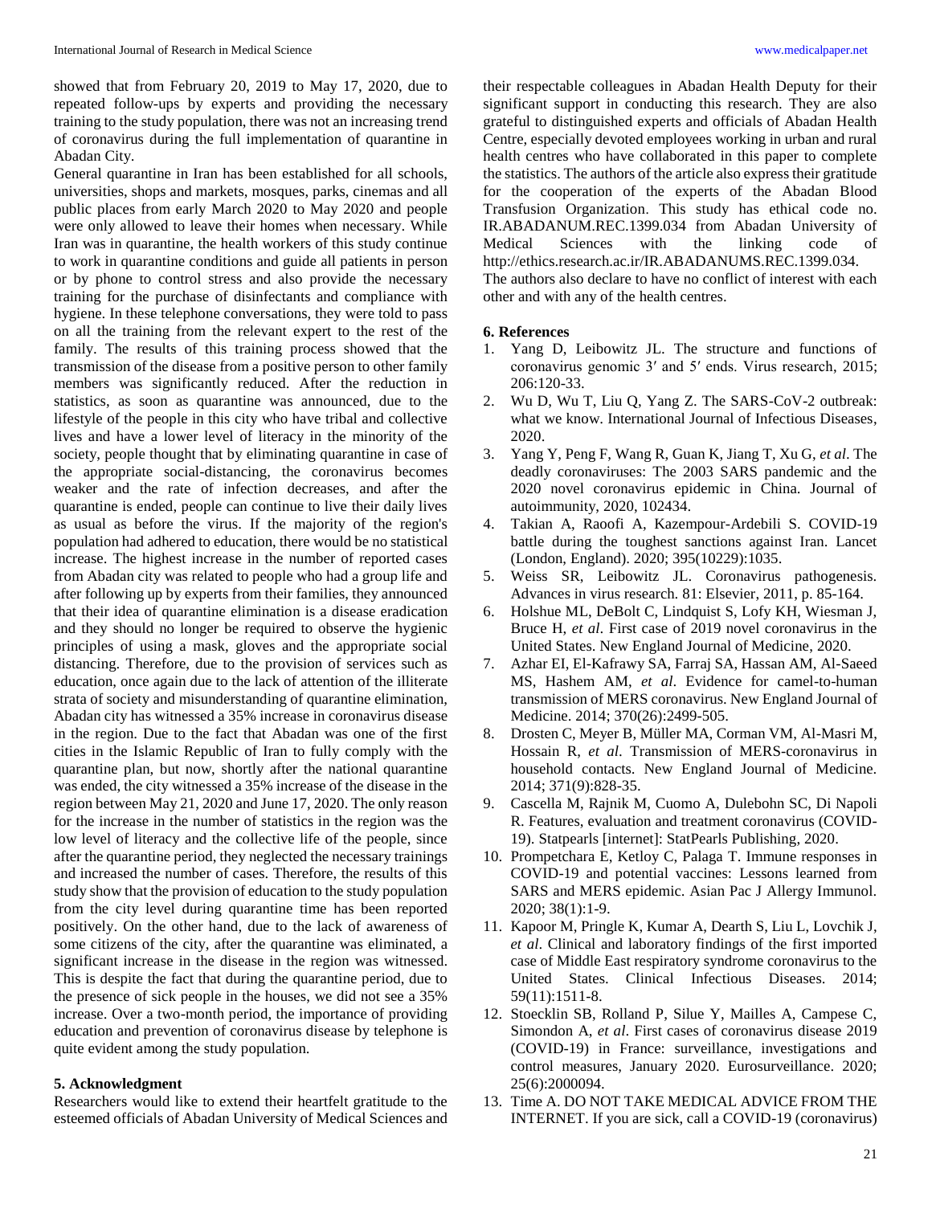showed that from February 20, 2019 to May 17, 2020, due to repeated follow-ups by experts and providing the necessary training to the study population, there was not an increasing trend of coronavirus during the full implementation of quarantine in Abadan City.

General quarantine in Iran has been established for all schools, universities, shops and markets, mosques, parks, cinemas and all public places from early March 2020 to May 2020 and people were only allowed to leave their homes when necessary. While Iran was in quarantine, the health workers of this study continue to work in quarantine conditions and guide all patients in person or by phone to control stress and also provide the necessary training for the purchase of disinfectants and compliance with hygiene. In these telephone conversations, they were told to pass on all the training from the relevant expert to the rest of the family. The results of this training process showed that the transmission of the disease from a positive person to other family members was significantly reduced. After the reduction in statistics, as soon as quarantine was announced, due to the lifestyle of the people in this city who have tribal and collective lives and have a lower level of literacy in the minority of the society, people thought that by eliminating quarantine in case of the appropriate social-distancing, the coronavirus becomes weaker and the rate of infection decreases, and after the quarantine is ended, people can continue to live their daily lives as usual as before the virus. If the majority of the region's population had adhered to education, there would be no statistical increase. The highest increase in the number of reported cases from Abadan city was related to people who had a group life and after following up by experts from their families, they announced that their idea of quarantine elimination is a disease eradication and they should no longer be required to observe the hygienic principles of using a mask, gloves and the appropriate social distancing. Therefore, due to the provision of services such as education, once again due to the lack of attention of the illiterate strata of society and misunderstanding of quarantine elimination, Abadan city has witnessed a 35% increase in coronavirus disease in the region. Due to the fact that Abadan was one of the first cities in the Islamic Republic of Iran to fully comply with the quarantine plan, but now, shortly after the national quarantine was ended, the city witnessed a 35% increase of the disease in the region between May 21, 2020 and June 17, 2020. The only reason for the increase in the number of statistics in the region was the low level of literacy and the collective life of the people, since after the quarantine period, they neglected the necessary trainings and increased the number of cases. Therefore, the results of this study show that the provision of education to the study population from the city level during quarantine time has been reported positively. On the other hand, due to the lack of awareness of some citizens of the city, after the quarantine was eliminated, a significant increase in the disease in the region was witnessed. This is despite the fact that during the quarantine period, due to the presence of sick people in the houses, we did not see a 35% increase. Over a two-month period, the importance of providing education and prevention of coronavirus disease by telephone is quite evident among the study population.

## 5. Acknowledgment

Researchers would like to extend their heartfelt gratitude to the esteemed officials of Abadan University of Medical Sciences and their respectable colleagues in Abadan Health Deputy for their significant support in conducting this research. They are also grateful to distinguished experts and officials of Abadan Health Centre, especially devoted employees working in urban and rural health centres who have collaborated in this paper to complete the statistics. The authors of the article also express their gratitude for the cooperation of the experts of the Abadan Blood Transfusion Organization. This study has ethical code no. IR.ABADANUM.REC.1399.034 from Abadan University of Medical Sciences with the linking code of http://ethics.research.ac.ir/IR.ABADANUMS.REC.1399.034.

The authors also declare to have no conflict of interest with each other and with any of the health centres.

## 6. References

1. Yang D, Leibowitz JL. The structure and functions of coronavirus genomic 3′ and 5′ ends. Virus research, 2015; 206:120-33.
2. Wu D, Wu T, Liu Q, Yang Z. The SARS-CoV-2 outbreak: what we know. International Journal of Infectious Diseases, 2020.
3. Yang Y, Peng F, Wang R, Guan K, Jiang T, Xu G, *et al*. The deadly coronaviruses: The 2003 SARS pandemic and the 2020 novel coronavirus epidemic in China. Journal of autoimmunity, 2020, 102434.
4. Takian A, Raoofi A, Kazempour-Ardebili S. COVID-19 battle during the toughest sanctions against Iran. Lancet (London, England). 2020; 395(10229):1035.
5. Weiss SR, Leibowitz JL. Coronavirus pathogenesis. Advances in virus research. 81: Elsevier, 2011, p. 85-164.
6. Holshue ML, DeBolt C, Lindquist S, Lofy KH, Wiesman J, Bruce H, *et al*. First case of 2019 novel coronavirus in the United States. New England Journal of Medicine, 2020.
7. Azhar EI, El-Kafrawy SA, Farraj SA, Hassan AM, Al-Saeed MS, Hashem AM, *et al*. Evidence for camel-to-human transmission of MERS coronavirus. New England Journal of Medicine. 2014; 370(26):2499-505.
8. Drosten C, Meyer B, Müller MA, Corman VM, Al-Masri M, Hossain R, *et al*. Transmission of MERS-coronavirus in household contacts. New England Journal of Medicine. 2014; 371(9):828-35.
9. Cascella M, Rajnik M, Cuomo A, Dulebohn SC, Di Napoli R. Features, evaluation and treatment coronavirus (COVID-19). Statpearls [internet]: StatPearls Publishing, 2020.
10. Prompetchara E, Ketloy C, Palaga T. Immune responses in COVID-19 and potential vaccines: Lessons learned from SARS and MERS epidemic. Asian Pac J Allergy Immunol. 2020; 38(1):1-9.
11. Kapoor M, Pringle K, Kumar A, Dearth S, Liu L, Lovchik J, *et al*. Clinical and laboratory findings of the first imported case of Middle East respiratory syndrome coronavirus to the United States. Clinical Infectious Diseases. 2014; 59(11):1511-8.
12. Stoecklin SB, Rolland P, Silue Y, Mailles A, Campese C, Simondon A, *et al*. First cases of coronavirus disease 2019 (COVID-19) in France: surveillance, investigations and control measures, January 2020. Eurosurveillance. 2020; 25(6):2000094.
13. Time A. DO NOT TAKE MEDICAL ADVICE FROM THE INTERNET. If you are sick, call a COVID-19 (coronavirus)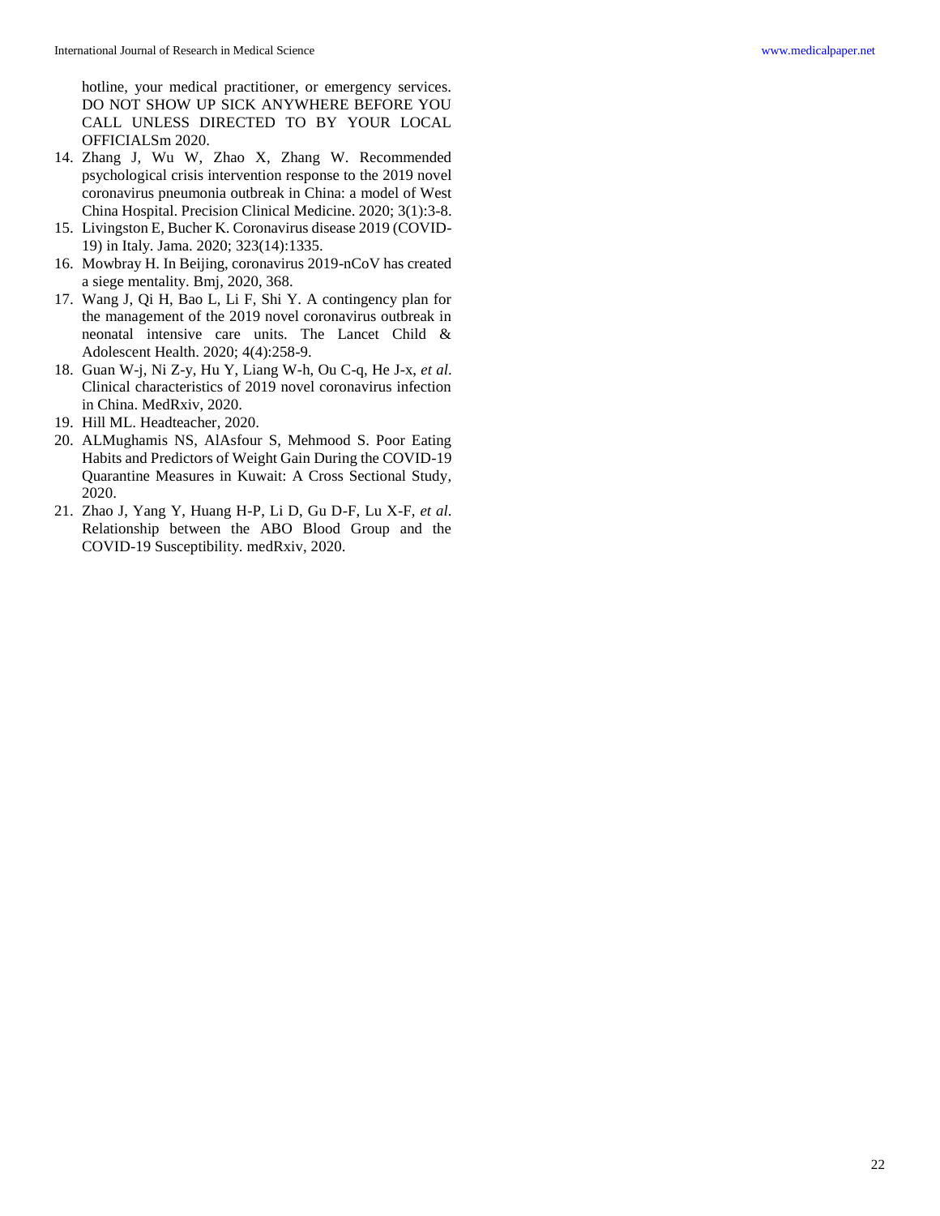hotline, your medical practitioner, or emergency services. DO NOT SHOW UP SICK ANYWHERE BEFORE YOU CALL UNLESS DIRECTED TO BY YOUR LOCAL OFFICIALSm 2020.

14. Zhang J, Wu W, Zhao X, Zhang W. Recommended psychological crisis intervention response to the 2019 novel coronavirus pneumonia outbreak in China: a model of West China Hospital. Precision Clinical Medicine. 2020; 3(1):3-8.
15. Livingston E, Bucher K. Coronavirus disease 2019 (COVID-19) in Italy. Jama. 2020; 323(14):1335.
16. Mowbray H. In Beijing, coronavirus 2019-nCoV has created a siege mentality. Bmj, 2020, 368.
17. Wang J, Qi H, Bao L, Li F, Shi Y. A contingency plan for the management of the 2019 novel coronavirus outbreak in neonatal intensive care units. The Lancet Child & Adolescent Health. 2020; 4(4):258-9.
18. Guan W-j, Ni Z-y, Hu Y, Liang W-h, Ou C-q, He J-x, *et al*. Clinical characteristics of 2019 novel coronavirus infection in China. MedRxiv, 2020.
19. Hill ML. Headteacher, 2020.
20. ALMughamis NS, AlAsfour S, Mehmood S. Poor Eating Habits and Predictors of Weight Gain During the COVID-19 Quarantine Measures in Kuwait: A Cross Sectional Study, 2020.
21. Zhao J, Yang Y, Huang H-P, Li D, Gu D-F, Lu X-F, *et al*. Relationship between the ABO Blood Group and the COVID-19 Susceptibility. medRxiv, 2020.